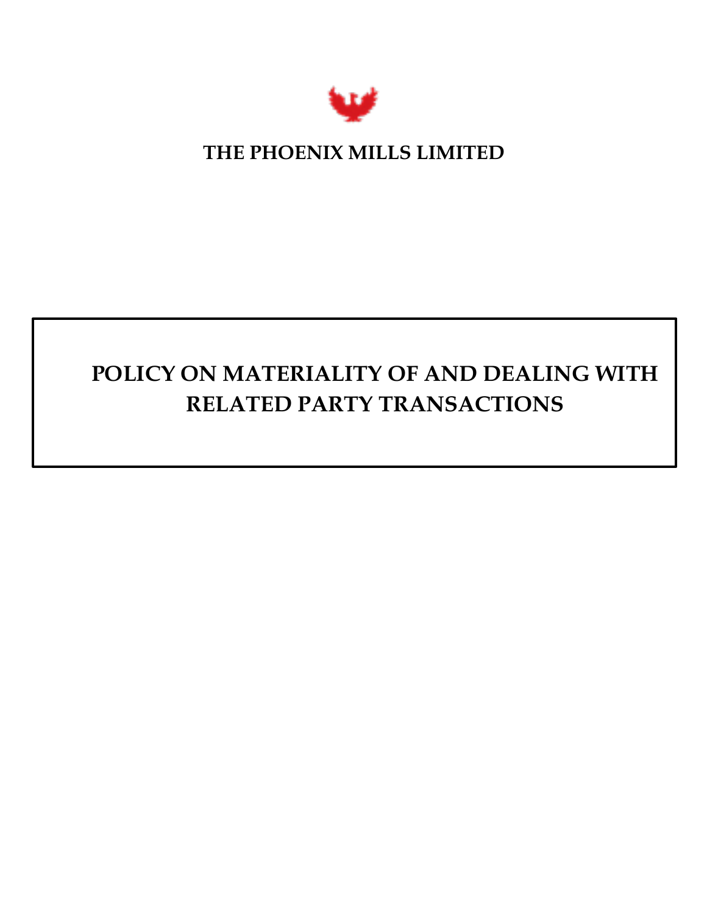**THE PHOENIX MILLS LIMITED**

# POLICY ON MATERIALITY OF AND DEALING WITH RELATED PARTY TRANSACTIONS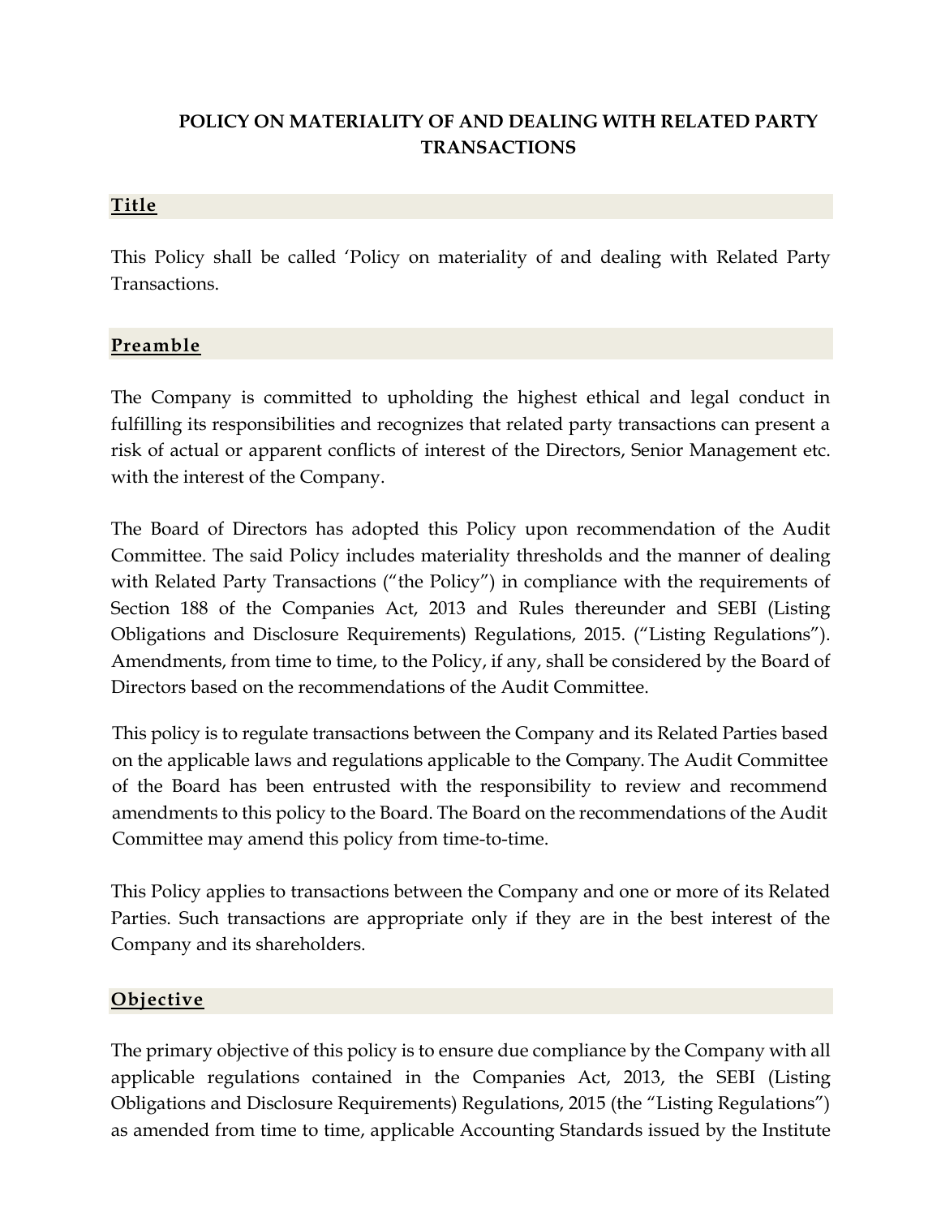# POLICY ON MATERIALITY OF AND DEALING WITH RELATED PARTY TRANSACTIONS

## Title

This Policy shall be called 'Policy on materiality of and dealing with Related Party Transactions.

## Preamble

The Company is committed to upholding the highest ethical and legal conduct in fulfilling its responsibilities and recognizes that related party transactions can present a risk of actual or apparent conflicts of interest of the Directors, Senior Management etc. with the interest of the Company.

The Board of Directors has adopted this Policy upon recommendation of the Audit Committee. The said Policy includes materiality thresholds and the manner of dealing with Related Party Transactions ("the Policy") in compliance with the requirements of Section 188 of the Companies Act, 2013 and Rules thereunder and SEBI (Listing Obligations and Disclosure Requirements) Regulations, 2015. ("Listing Regulations"). Amendments, from time to time, to the Policy, if any, shall be considered by the Board of Directors based on the recommendations of the Audit Committee.

This policy is to regulate transactions between the Company and its Related Parties based on the applicable laws and regulations applicable to the Company. The Audit Committee of the Board has been entrusted with the responsibility to review and recommend amendments to this policy to the Board. The Board on the recommendations of the Audit Committee may amend this policy from time-to-time.

This Policy applies to transactions between the Company and one or more of its Related Parties. Such transactions are appropriate only if they are in the best interest of the Company and its shareholders.

## Objective

The primary objective of this policy is to ensure due compliance by the Company with all applicable regulations contained in the Companies Act, 2013, the SEBI (Listing Obligations and Disclosure Requirements) Regulations, 2015 (the "Listing Regulations") as amended from time to time, applicable Accounting Standards issued by the Institute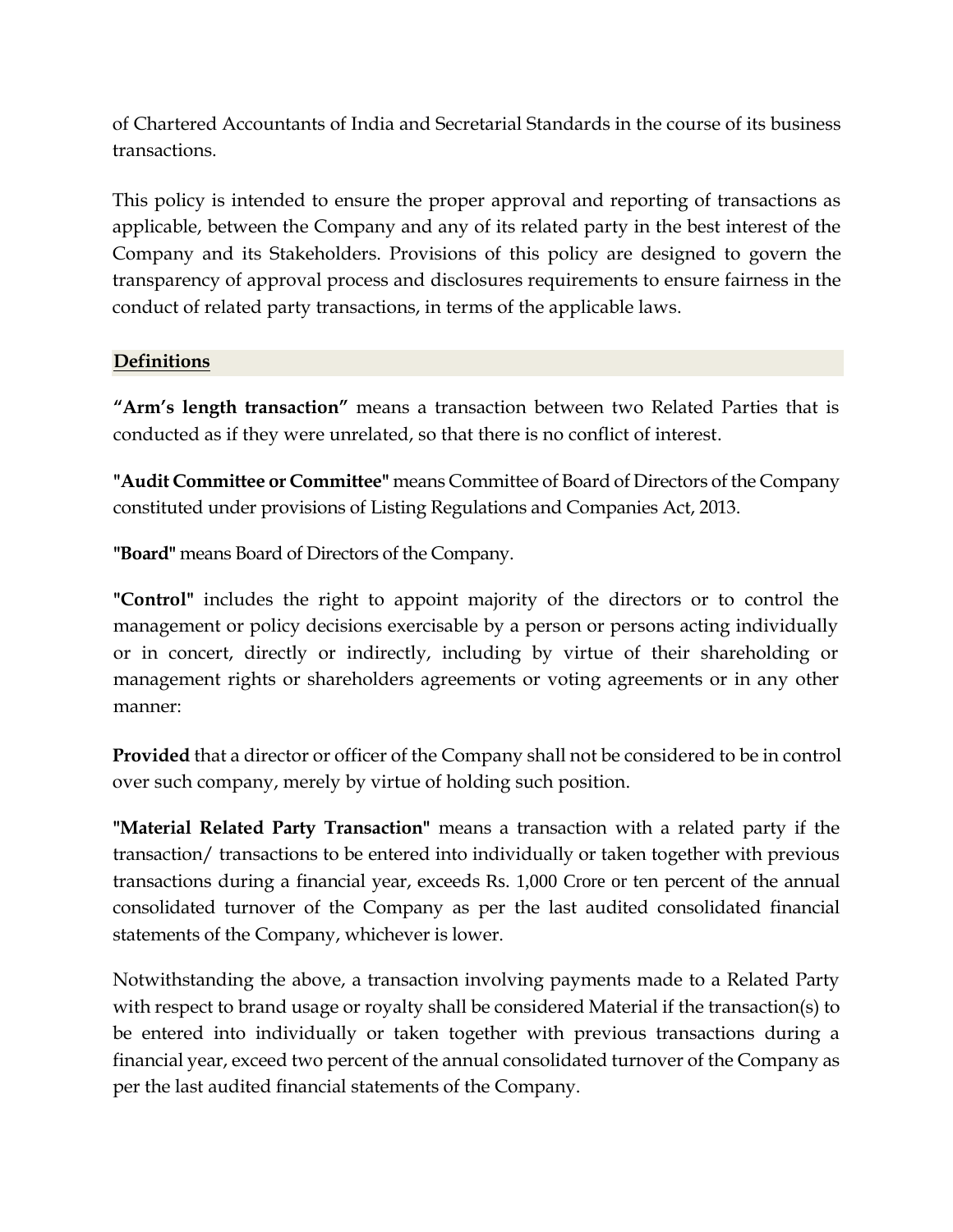of Chartered Accountants of India and Secretarial Standards in the course of its business transactions.

This policy is intended to ensure the proper approval and reporting of transactions as applicable, between the Company and any of its related party in the best interest of the Company and its Stakeholders. Provisions of this policy are designed to govern the transparency of approval process and disclosures requirements to ensure fairness in the conduct of related party transactions, in terms of the applicable laws.

## Definitions

**"Arm's length transaction"** means a transaction between two Related Parties that is conducted as if they were unrelated, so that there is no conflict of interest.

**"Audit Committee or Committee"** means Committee of Board of Directors of the Company constituted under provisions of Listing Regulations and Companies Act, 2013.

**"Board"** means Board of Directors of the Company.

**"Control"** includes the right to appoint majority of the directors or to control the management or policy decisions exercisable by a person or persons acting individually or in concert, directly or indirectly, including by virtue of their shareholding or management rights or shareholders agreements or voting agreements or in any other manner:

**Provided** that a director or officer of the Company shall not be considered to be in control over such company, merely by virtue of holding such position.

**"Material Related Party Transaction"** means a transaction with a related party if the transaction/ transactions to be entered into individually or taken together with previous transactions during a financial year, exceeds Rs. 1,000 Crore or ten percent of the annual consolidated turnover of the Company as per the last audited consolidated financial statements of the Company, whichever is lower.

Notwithstanding the above, a transaction involving payments made to a Related Party with respect to brand usage or royalty shall be considered Material if the transaction(s) to be entered into individually or taken together with previous transactions during a financial year, exceed two percent of the annual consolidated turnover of the Company as per the last audited financial statements of the Company.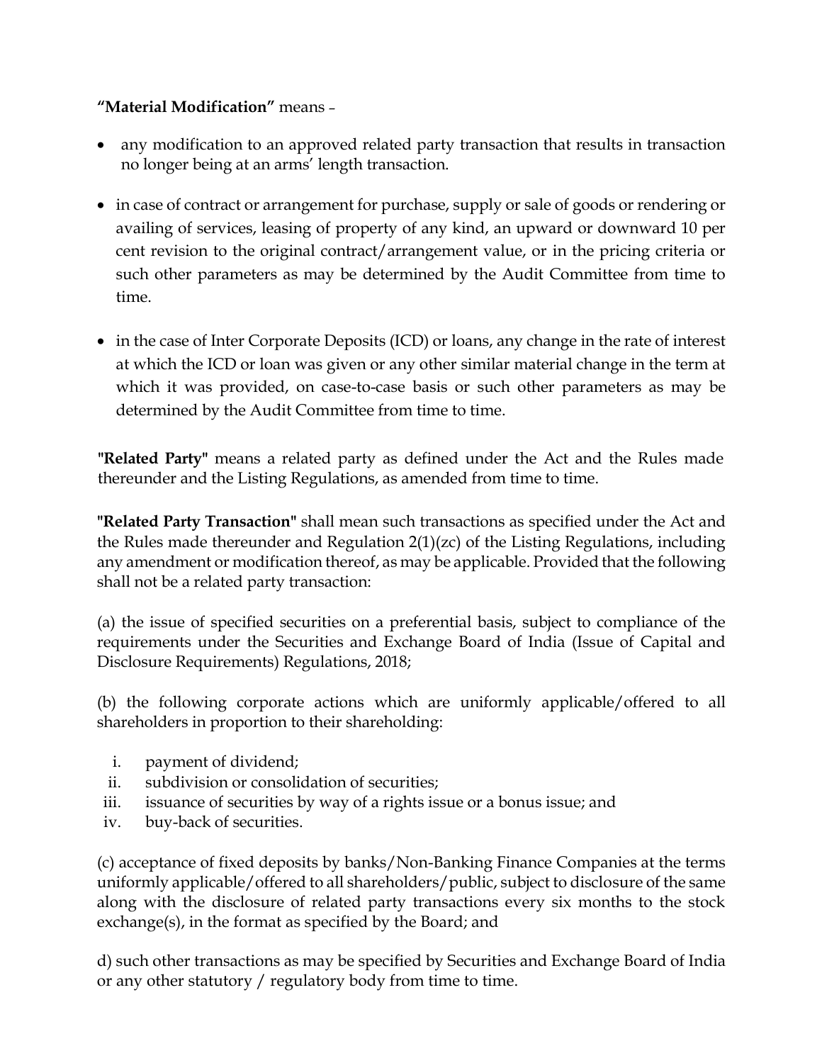**“Material Modification”** means –

- any modification to an approved related party transaction that results in transaction no longer being at an arms’ length transaction.

- in case of contract or arrangement for purchase, supply or sale of goods or rendering or availing of services, leasing of property of any kind, an upward or downward 10 per cent revision to the original contract/arrangement value, or in the pricing criteria or such other parameters as may be determined by the Audit Committee from time to time.

- in the case of Inter Corporate Deposits (ICD) or loans, any change in the rate of interest at which the ICD or loan was given or any other similar material change in the term at which it was provided, on case-to-case basis or such other parameters as may be determined by the Audit Committee from time to time.

**"Related Party"** means a related party as defined under the Act and the Rules made thereunder and the Listing Regulations, as amended from time to time.

**"Related Party Transaction"** shall mean such transactions as specified under the Act and the Rules made thereunder and Regulation 2(1)(zc) of the Listing Regulations, including any amendment or modification thereof, as may be applicable. Provided that the following shall not be a related party transaction:

(a) the issue of specified securities on a preferential basis, subject to compliance of the requirements under the Securities and Exchange Board of India (Issue of Capital and Disclosure Requirements) Regulations, 2018;

(b) the following corporate actions which are uniformly applicable/offered to all shareholders in proportion to their shareholding:

i. payment of dividend;
ii. subdivision or consolidation of securities;
iii. issuance of securities by way of a rights issue or a bonus issue; and
iv. buy-back of securities.

(c) acceptance of fixed deposits by banks/Non-Banking Finance Companies at the terms uniformly applicable/offered to all shareholders/public, subject to disclosure of the same along with the disclosure of related party transactions every six months to the stock exchange(s), in the format as specified by the Board; and

d) such other transactions as may be specified by Securities and Exchange Board of India or any other statutory / regulatory body from time to time.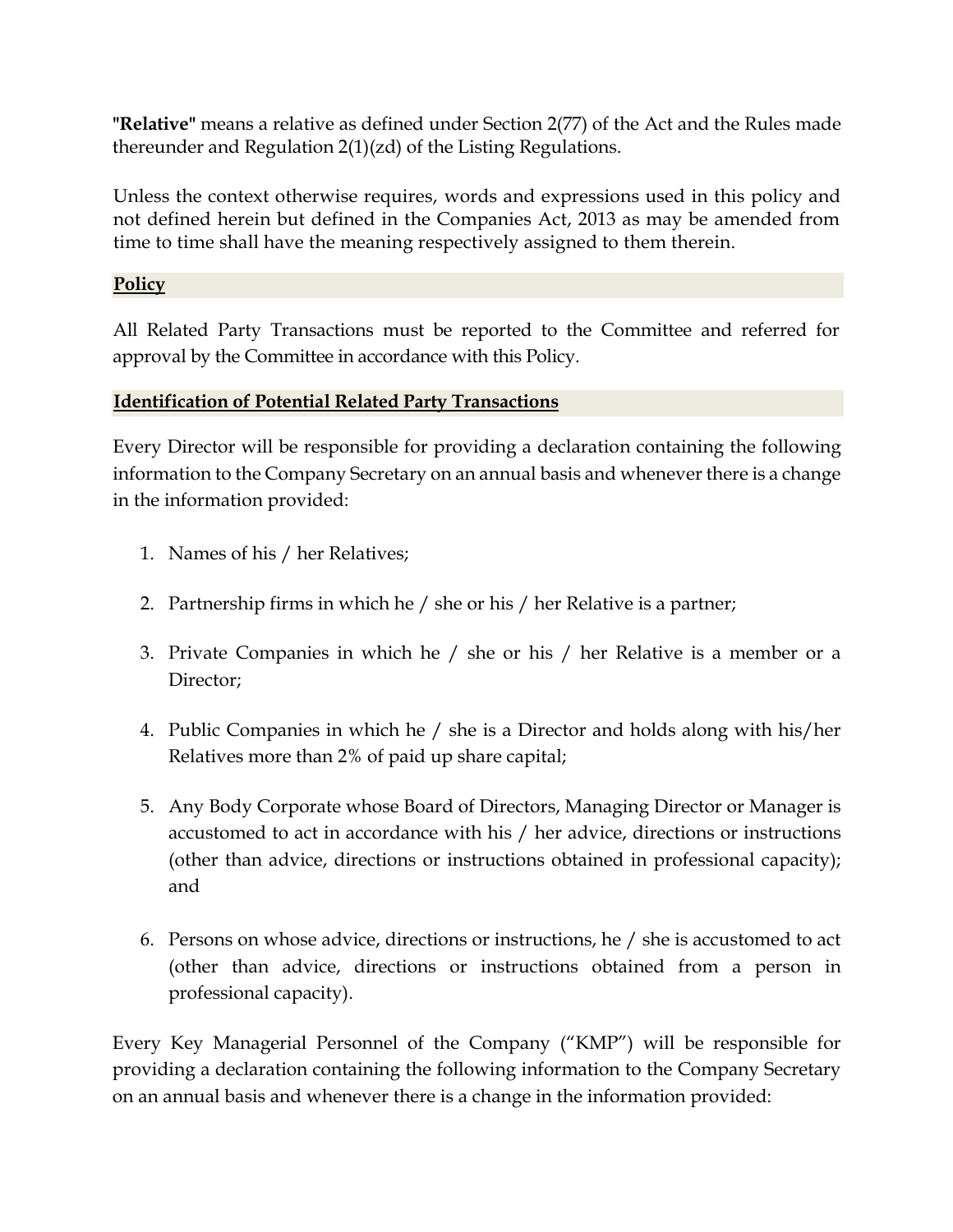**"Relative"** means a relative as defined under Section 2(77) of the Act and the Rules made thereunder and Regulation 2(1)(zd) of the Listing Regulations.

Unless the context otherwise requires, words and expressions used in this policy and not defined herein but defined in the Companies Act, 2013 as may be amended from time to time shall have the meaning respectively assigned to them therein.

## **Policy**

All Related Party Transactions must be reported to the Committee and referred for approval by the Committee in accordance with this Policy.

## **Identification of Potential Related Party Transactions**

Every Director will be responsible for providing a declaration containing the following information to the Company Secretary on an annual basis and whenever there is a change in the information provided:

1. Names of his / her Relatives;
2. Partnership firms in which he / she or his / her Relative is a partner;
3. Private Companies in which he / she or his / her Relative is a member or a Director;
4. Public Companies in which he / she is a Director and holds along with his/her Relatives more than 2% of paid up share capital;
5. Any Body Corporate whose Board of Directors, Managing Director or Manager is accustomed to act in accordance with his / her advice, directions or instructions (other than advice, directions or instructions obtained in professional capacity); and
6. Persons on whose advice, directions or instructions, he / she is accustomed to act (other than advice, directions or instructions obtained from a person in professional capacity).

Every Key Managerial Personnel of the Company ("KMP") will be responsible for providing a declaration containing the following information to the Company Secretary on an annual basis and whenever there is a change in the information provided: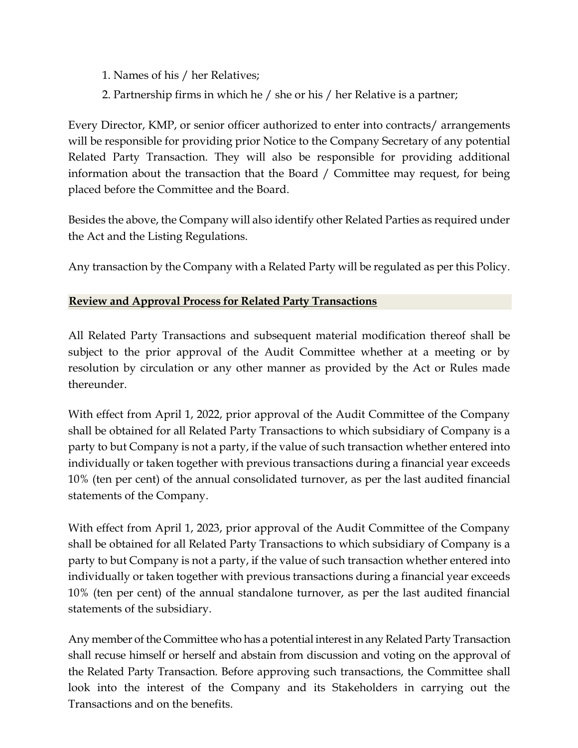1. Names of his / her Relatives;
2. Partnership firms in which he / she or his / her Relative is a partner;

Every Director, KMP, or senior officer authorized to enter into contracts/ arrangements will be responsible for providing prior Notice to the Company Secretary of any potential Related Party Transaction. They will also be responsible for providing additional information about the transaction that the Board / Committee may request, for being placed before the Committee and the Board.

Besides the above, the Company will also identify other Related Parties as required under the Act and the Listing Regulations.

Any transaction by the Company with a Related Party will be regulated as per this Policy.

## Review and Approval Process for Related Party Transactions

All Related Party Transactions and subsequent material modification thereof shall be subject to the prior approval of the Audit Committee whether at a meeting or by resolution by circulation or any other manner as provided by the Act or Rules made thereunder.

With effect from April 1, 2022, prior approval of the Audit Committee of the Company shall be obtained for all Related Party Transactions to which subsidiary of Company is a party to but Company is not a party, if the value of such transaction whether entered into individually or taken together with previous transactions during a financial year exceeds 10% (ten per cent) of the annual consolidated turnover, as per the last audited financial statements of the Company.

With effect from April 1, 2023, prior approval of the Audit Committee of the Company shall be obtained for all Related Party Transactions to which subsidiary of Company is a party to but Company is not a party, if the value of such transaction whether entered into individually or taken together with previous transactions during a financial year exceeds 10% (ten per cent) of the annual standalone turnover, as per the last audited financial statements of the subsidiary.

Any member of the Committee who has a potential interest in any Related Party Transaction shall recuse himself or herself and abstain from discussion and voting on the approval of the Related Party Transaction. Before approving such transactions, the Committee shall look into the interest of the Company and its Stakeholders in carrying out the Transactions and on the benefits.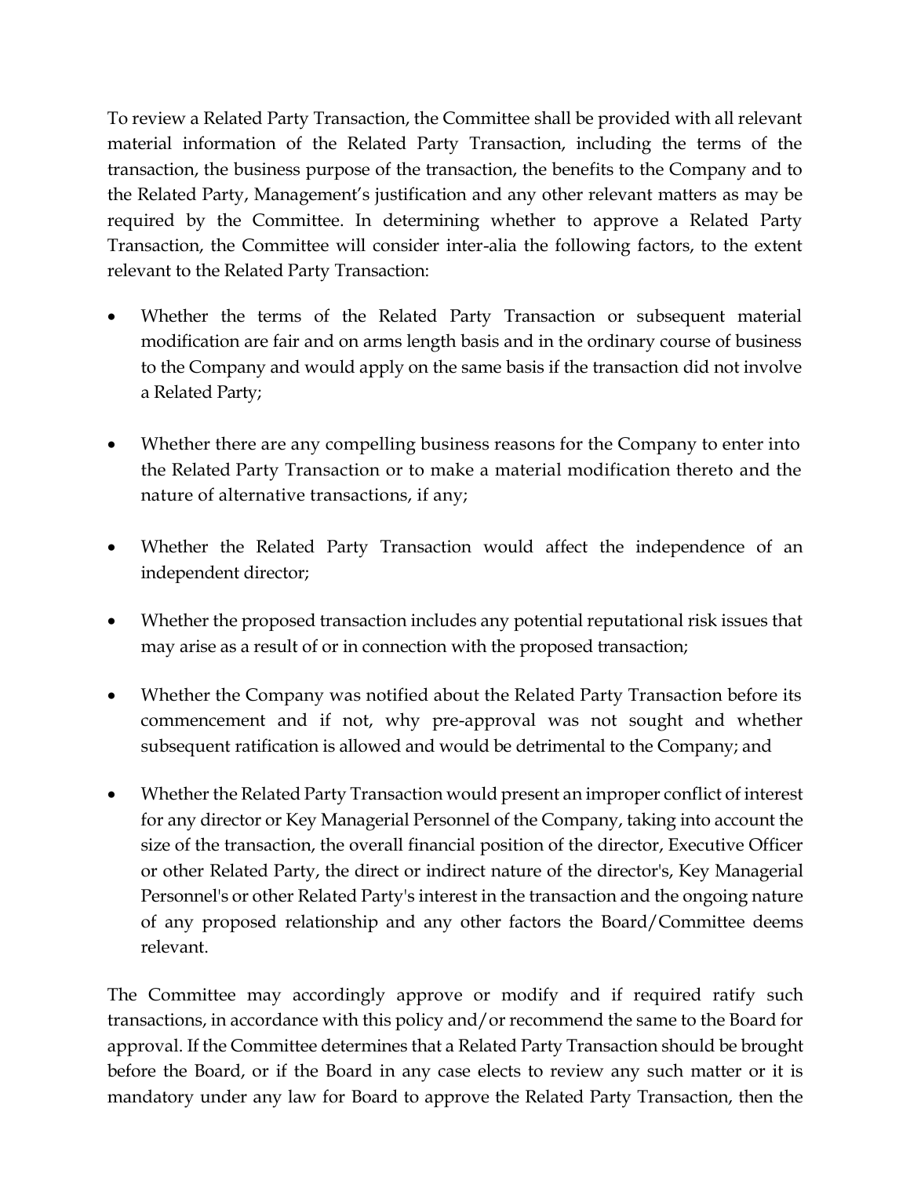To review a Related Party Transaction, the Committee shall be provided with all relevant material information of the Related Party Transaction, including the terms of the transaction, the business purpose of the transaction, the benefits to the Company and to the Related Party, Management's justification and any other relevant matters as may be required by the Committee. In determining whether to approve a Related Party Transaction, the Committee will consider inter-alia the following factors, to the extent relevant to the Related Party Transaction:

- Whether the terms of the Related Party Transaction or subsequent material modification are fair and on arms length basis and in the ordinary course of business to the Company and would apply on the same basis if the transaction did not involve a Related Party;
- Whether there are any compelling business reasons for the Company to enter into the Related Party Transaction or to make a material modification thereto and the nature of alternative transactions, if any;
- Whether the Related Party Transaction would affect the independence of an independent director;
- Whether the proposed transaction includes any potential reputational risk issues that may arise as a result of or in connection with the proposed transaction;
- Whether the Company was notified about the Related Party Transaction before its commencement and if not, why pre-approval was not sought and whether subsequent ratification is allowed and would be detrimental to the Company; and
- Whether the Related Party Transaction would present an improper conflict of interest for any director or Key Managerial Personnel of the Company, taking into account the size of the transaction, the overall financial position of the director, Executive Officer or other Related Party, the direct or indirect nature of the director's, Key Managerial Personnel's or other Related Party's interest in the transaction and the ongoing nature of any proposed relationship and any other factors the Board/Committee deems relevant.

The Committee may accordingly approve or modify and if required ratify such transactions, in accordance with this policy and/or recommend the same to the Board for approval. If the Committee determines that a Related Party Transaction should be brought before the Board, or if the Board in any case elects to review any such matter or it is mandatory under any law for Board to approve the Related Party Transaction, then the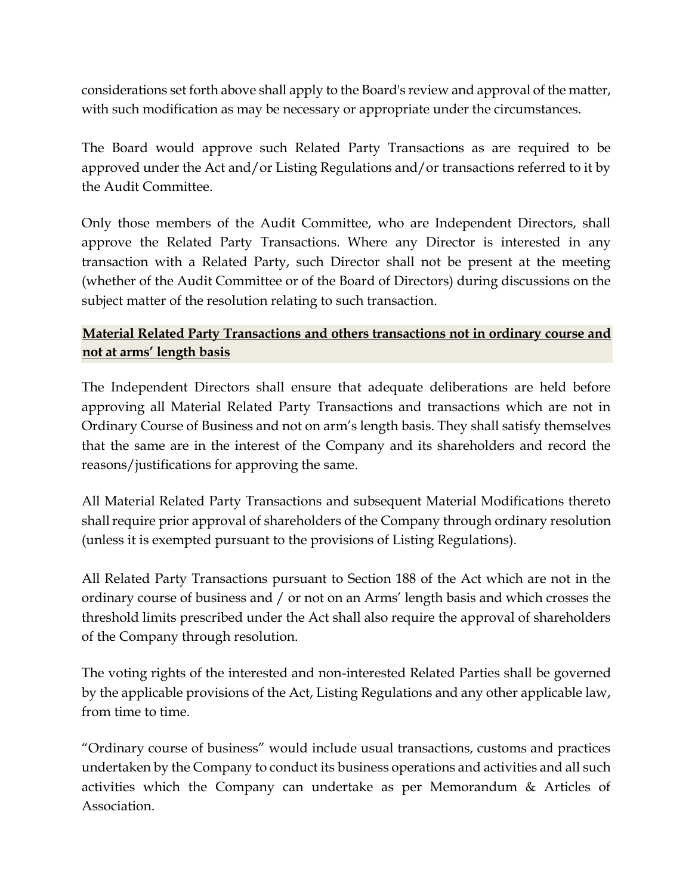considerations set forth above shall apply to the Board's review and approval of the matter, with such modification as may be necessary or appropriate under the circumstances.

The Board would approve such Related Party Transactions as are required to be approved under the Act and/or Listing Regulations and/or transactions referred to it by the Audit Committee.

Only those members of the Audit Committee, who are Independent Directors, shall approve the Related Party Transactions. Where any Director is interested in any transaction with a Related Party, such Director shall not be present at the meeting (whether of the Audit Committee or of the Board of Directors) during discussions on the subject matter of the resolution relating to such transaction.

**Material Related Party Transactions and others transactions not in ordinary course and not at arms' length basis**

The Independent Directors shall ensure that adequate deliberations are held before approving all Material Related Party Transactions and transactions which are not in Ordinary Course of Business and not on arm's length basis. They shall satisfy themselves that the same are in the interest of the Company and its shareholders and record the reasons/justifications for approving the same.

All Material Related Party Transactions and subsequent Material Modifications thereto shall require prior approval of shareholders of the Company through ordinary resolution (unless it is exempted pursuant to the provisions of Listing Regulations).

All Related Party Transactions pursuant to Section 188 of the Act which are not in the ordinary course of business and / or not on an Arms' length basis and which crosses the threshold limits prescribed under the Act shall also require the approval of shareholders of the Company through resolution.

The voting rights of the interested and non-interested Related Parties shall be governed by the applicable provisions of the Act, Listing Regulations and any other applicable law, from time to time.

"Ordinary course of business" would include usual transactions, customs and practices undertaken by the Company to conduct its business operations and activities and all such activities which the Company can undertake as per Memorandum & Articles of Association.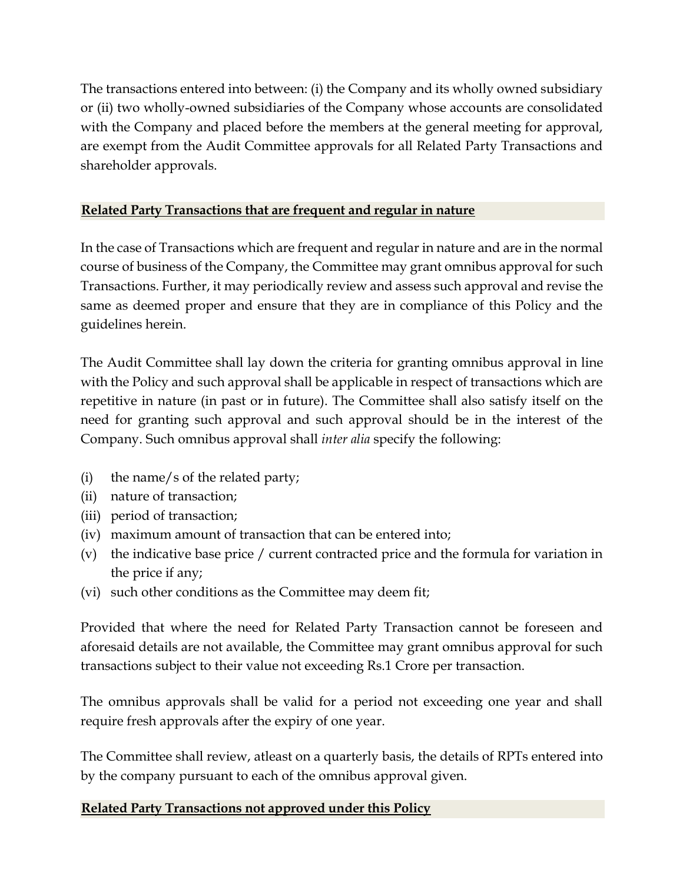The transactions entered into between: (i) the Company and its wholly owned subsidiary or (ii) two wholly-owned subsidiaries of the Company whose accounts are consolidated with the Company and placed before the members at the general meeting for approval, are exempt from the Audit Committee approvals for all Related Party Transactions and shareholder approvals.

**Related Party Transactions that are frequent and regular in nature**

In the case of Transactions which are frequent and regular in nature and are in the normal course of business of the Company, the Committee may grant omnibus approval for such Transactions. Further, it may periodically review and assess such approval and revise the same as deemed proper and ensure that they are in compliance of this Policy and the guidelines herein.

The Audit Committee shall lay down the criteria for granting omnibus approval in line with the Policy and such approval shall be applicable in respect of transactions which are repetitive in nature (in past or in future). The Committee shall also satisfy itself on the need for granting such approval and such approval should be in the interest of the Company. Such omnibus approval shall *inter alia* specify the following:

(i) the name/s of the related party;
(ii) nature of transaction;
(iii) period of transaction;
(iv) maximum amount of transaction that can be entered into;
(v) the indicative base price / current contracted price and the formula for variation in the price if any;
(vi) such other conditions as the Committee may deem fit;

Provided that where the need for Related Party Transaction cannot be foreseen and aforesaid details are not available, the Committee may grant omnibus approval for such transactions subject to their value not exceeding Rs.1 Crore per transaction.

The omnibus approvals shall be valid for a period not exceeding one year and shall require fresh approvals after the expiry of one year.

The Committee shall review, atleast on a quarterly basis, the details of RPTs entered into by the company pursuant to each of the omnibus approval given.

**Related Party Transactions not approved under this Policy**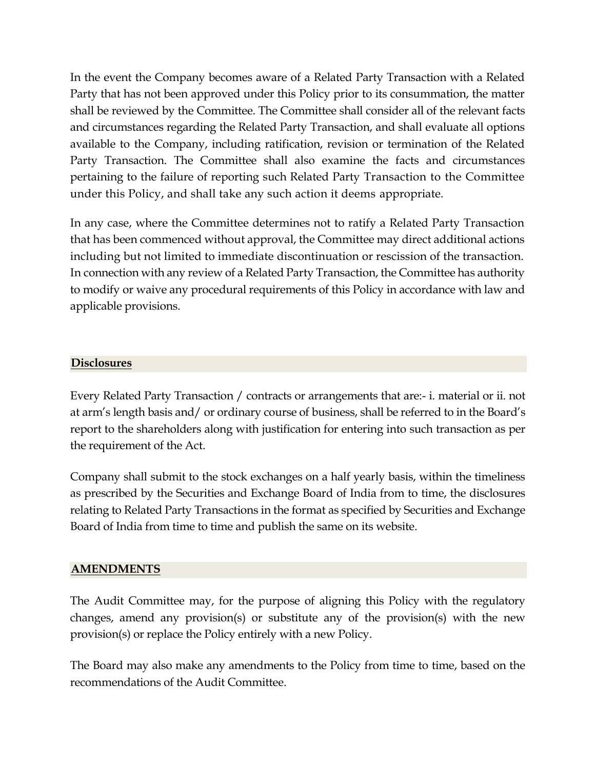In the event the Company becomes aware of a Related Party Transaction with a Related Party that has not been approved under this Policy prior to its consummation, the matter shall be reviewed by the Committee. The Committee shall consider all of the relevant facts and circumstances regarding the Related Party Transaction, and shall evaluate all options available to the Company, including ratification, revision or termination of the Related Party Transaction. The Committee shall also examine the facts and circumstances pertaining to the failure of reporting such Related Party Transaction to the Committee under this Policy, and shall take any such action it deems appropriate.

In any case, where the Committee determines not to ratify a Related Party Transaction that has been commenced without approval, the Committee may direct additional actions including but not limited to immediate discontinuation or rescission of the transaction. In connection with any review of a Related Party Transaction, the Committee has authority to modify or waive any procedural requirements of this Policy in accordance with law and applicable provisions.

## **Disclosures**

Every Related Party Transaction / contracts or arrangements that are:- i. material or ii. not at arm's length basis and/ or ordinary course of business, shall be referred to in the Board's report to the shareholders along with justification for entering into such transaction as per the requirement of the Act.

Company shall submit to the stock exchanges on a half yearly basis, within the timeliness as prescribed by the Securities and Exchange Board of India from to time, the disclosures relating to Related Party Transactions in the format as specified by Securities and Exchange Board of India from time to time and publish the same on its website.

## **AMENDMENTS**

The Audit Committee may, for the purpose of aligning this Policy with the regulatory changes, amend any provision(s) or substitute any of the provision(s) with the new provision(s) or replace the Policy entirely with a new Policy.

The Board may also make any amendments to the Policy from time to time, based on the recommendations of the Audit Committee.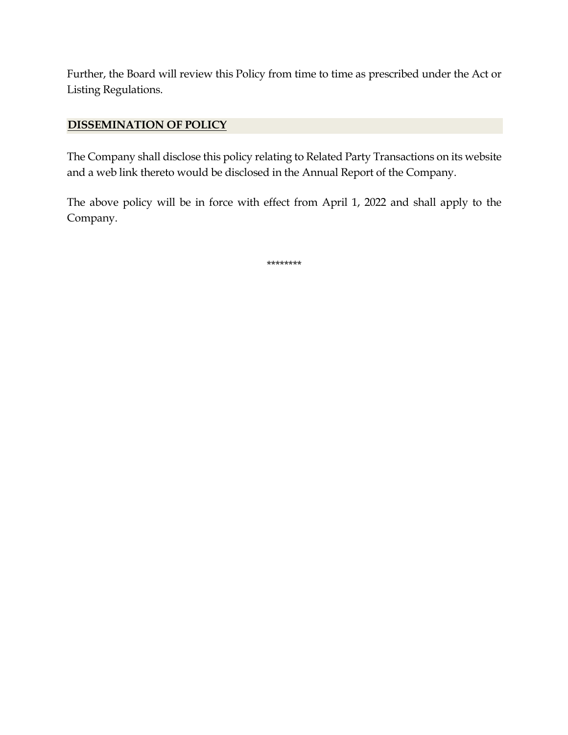Further, the Board will review this Policy from time to time as prescribed under the Act or Listing Regulations.

## DISSEMINATION OF POLICY

The Company shall disclose this policy relating to Related Party Transactions on its website and a web link thereto would be disclosed in the Annual Report of the Company.

The above policy will be in force with effect from April 1, 2022 and shall apply to the Company.

********